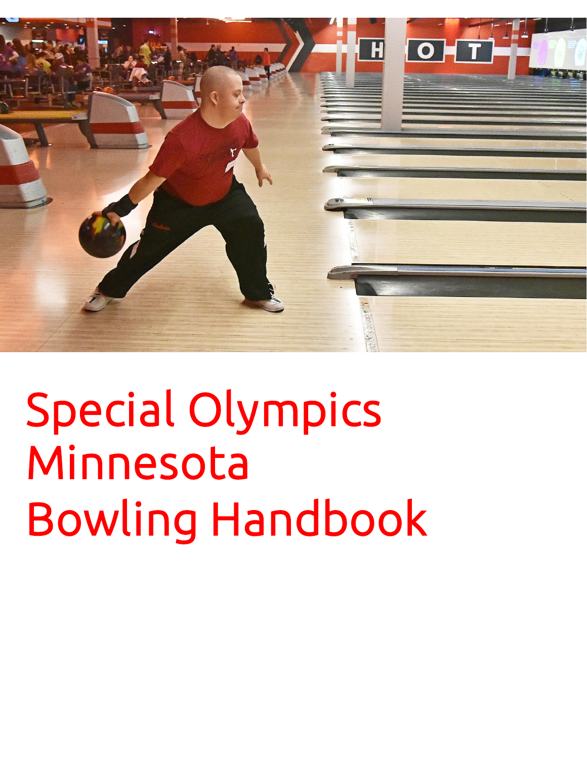# Special Olympics Minnesota Bowling Handbook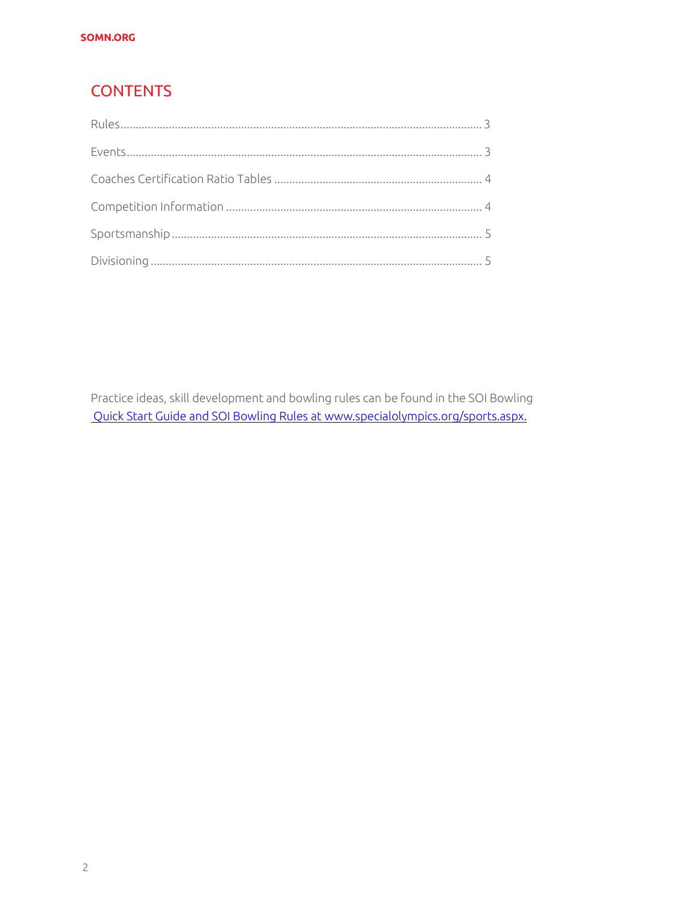## CONTENTS

Rules.......................................................................................................................... 3

Events........................................................................................................................ 3

Coaches Certification Ratio Tables ..................................................................... 4

Competition Information ..................................................................................... 4

Sportsmanship ....................................................................................................... 5

Divisioning .............................................................................................................. 5

Practice ideas, skill development and bowling rules can be found in the SOI Bowling Quick Start Guide and SOI Bowling Rules at www.specialolympics.org/sports.aspx.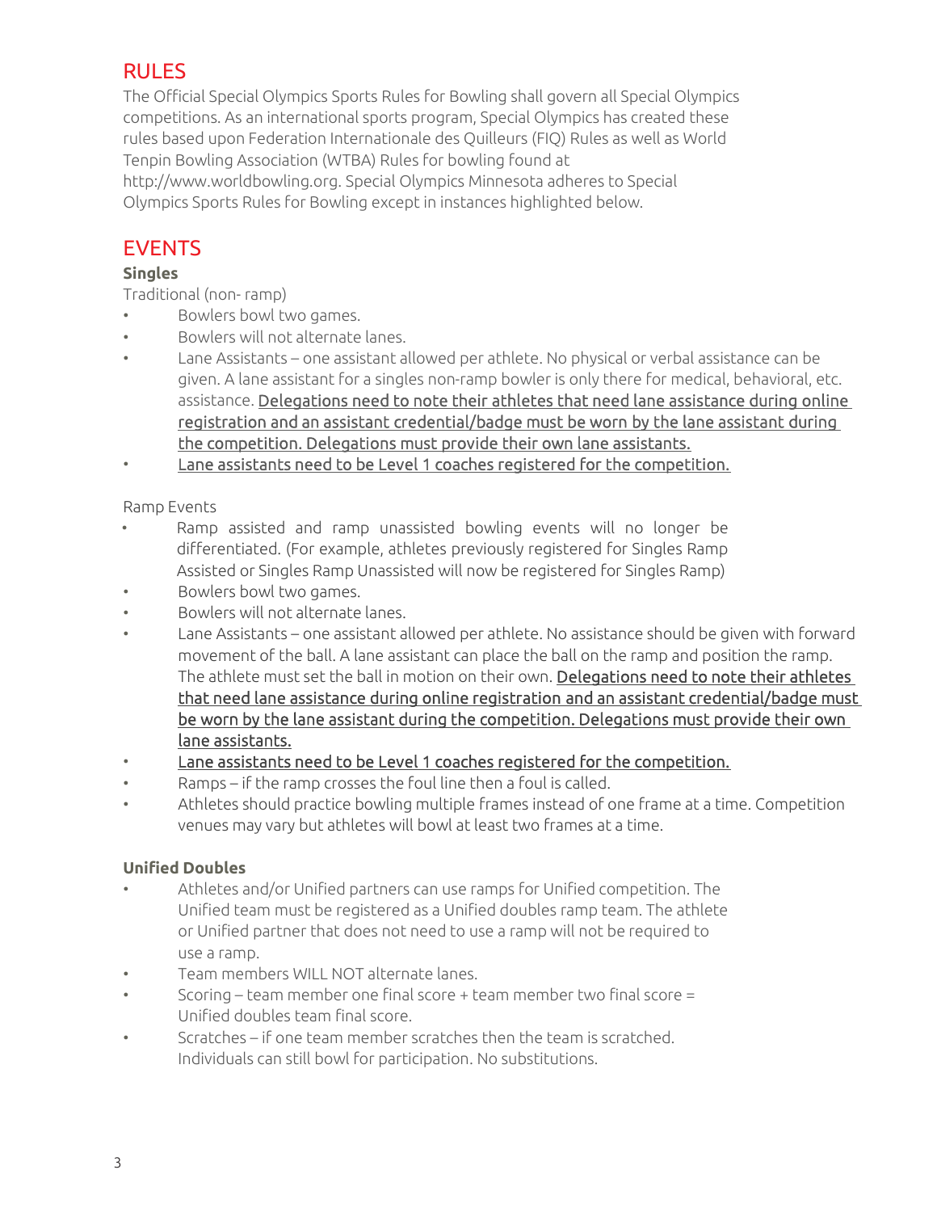## RULES

The Official Special Olympics Sports Rules for Bowling shall govern all Special Olympics competitions. As an international sports program, Special Olympics has created these rules based upon Federation Internationale des Quilleurs (FIQ) Rules as well as World Tenpin Bowling Association (WTBA) Rules for bowling found at http://www.worldbowling.org. Special Olympics Minnesota adheres to Special Olympics Sports Rules for Bowling except in instances highlighted below.

## EVENTS

### Singles

Traditional (non- ramp)

- Bowlers bowl two games.
- Bowlers will not alternate lanes.
- Lane Assistants – one assistant allowed per athlete. No physical or verbal assistance can be given. A lane assistant for a singles non-ramp bowler is only there for medical, behavioral, etc. assistance. <u>Delegations need to note their athletes that need lane assistance during online registration and an assistant credential/badge must be worn by the lane assistant during the competition. Delegations must provide their own lane assistants.</u>
- <u>Lane assistants need to be Level 1 coaches registered for the competition.</u>

Ramp Events

- Ramp assisted and ramp unassisted bowling events will no longer be differentiated. (For example, athletes previously registered for Singles Ramp Assisted or Singles Ramp Unassisted will now be registered for Singles Ramp)
- Bowlers bowl two games.
- Bowlers will not alternate lanes.
- Lane Assistants – one assistant allowed per athlete. No assistance should be given with forward movement of the ball. A lane assistant can place the ball on the ramp and position the ramp. The athlete must set the ball in motion on their own. <u>Delegations need to note their athletes that need lane assistance during online registration and an assistant credential/badge must be worn by the lane assistant during the competition. Delegations must provide their own lane assistants.</u>
- <u>Lane assistants need to be Level 1 coaches registered for the competition.</u>
- Ramps – if the ramp crosses the foul line then a foul is called.
- Athletes should practice bowling multiple frames instead of one frame at a time. Competition venues may vary but athletes will bowl at least two frames at a time.

### Unified Doubles

- Athletes and/or Unified partners can use ramps for Unified competition. The Unified team must be registered as a Unified doubles ramp team. The athlete or Unified partner that does not need to use a ramp will not be required to use a ramp.
- Team members WILL NOT alternate lanes.
- Scoring – team member one final score + team member two final score = Unified doubles team final score.
- Scratches – if one team member scratches then the team is scratched. Individuals can still bowl for participation. No substitutions.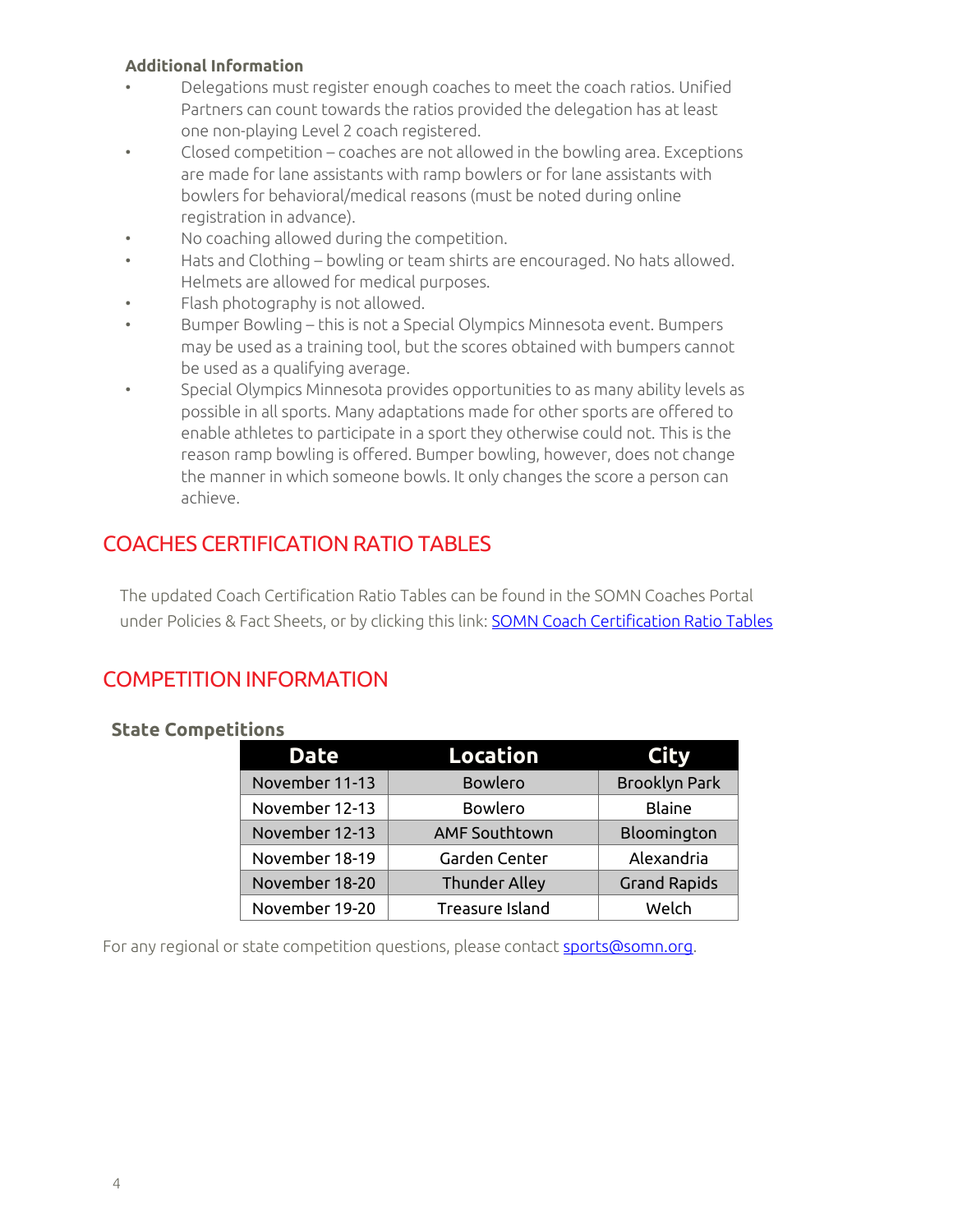### Additional Information

- Delegations must register enough coaches to meet the coach ratios. Unified Partners can count towards the ratios provided the delegation has at least one non-playing Level 2 coach registered.
- Closed competition – coaches are not allowed in the bowling area. Exceptions are made for lane assistants with ramp bowlers or for lane assistants with bowlers for behavioral/medical reasons (must be noted during online registration in advance).
- No coaching allowed during the competition.
- Hats and Clothing – bowling or team shirts are encouraged. No hats allowed. Helmets are allowed for medical purposes.
- Flash photography is not allowed.
- Bumper Bowling – this is not a Special Olympics Minnesota event. Bumpers may be used as a training tool, but the scores obtained with bumpers cannot be used as a qualifying average.
- Special Olympics Minnesota provides opportunities to as many ability levels as possible in all sports. Many adaptations made for other sports are offered to enable athletes to participate in a sport they otherwise could not. This is the reason ramp bowling is offered. Bumper bowling, however, does not change the manner in which someone bowls. It only changes the score a person can achieve.

## COACHES CERTIFICATION RATIO TABLES

The updated Coach Certification Ratio Tables can be found in the SOMN Coaches Portal under Policies & Fact Sheets, or by clicking this link: [SOMN Coach Certification Ratio Tables]

## COMPETITION INFORMATION

### State Competitions

| Date | Location | City |
|---|---|---|
| November 11-13 | Bowlero | Brooklyn Park |
| November 12-13 | Bowlero | Blaine |
| November 12-13 | AMF Southtown | Bloomington |
| November 18-19 | Garden Center | Alexandria |
| November 18-20 | Thunder Alley | Grand Rapids |
| November 19-20 | Treasure Island | Welch |

For any regional or state competition questions, please contact sports@somn.org.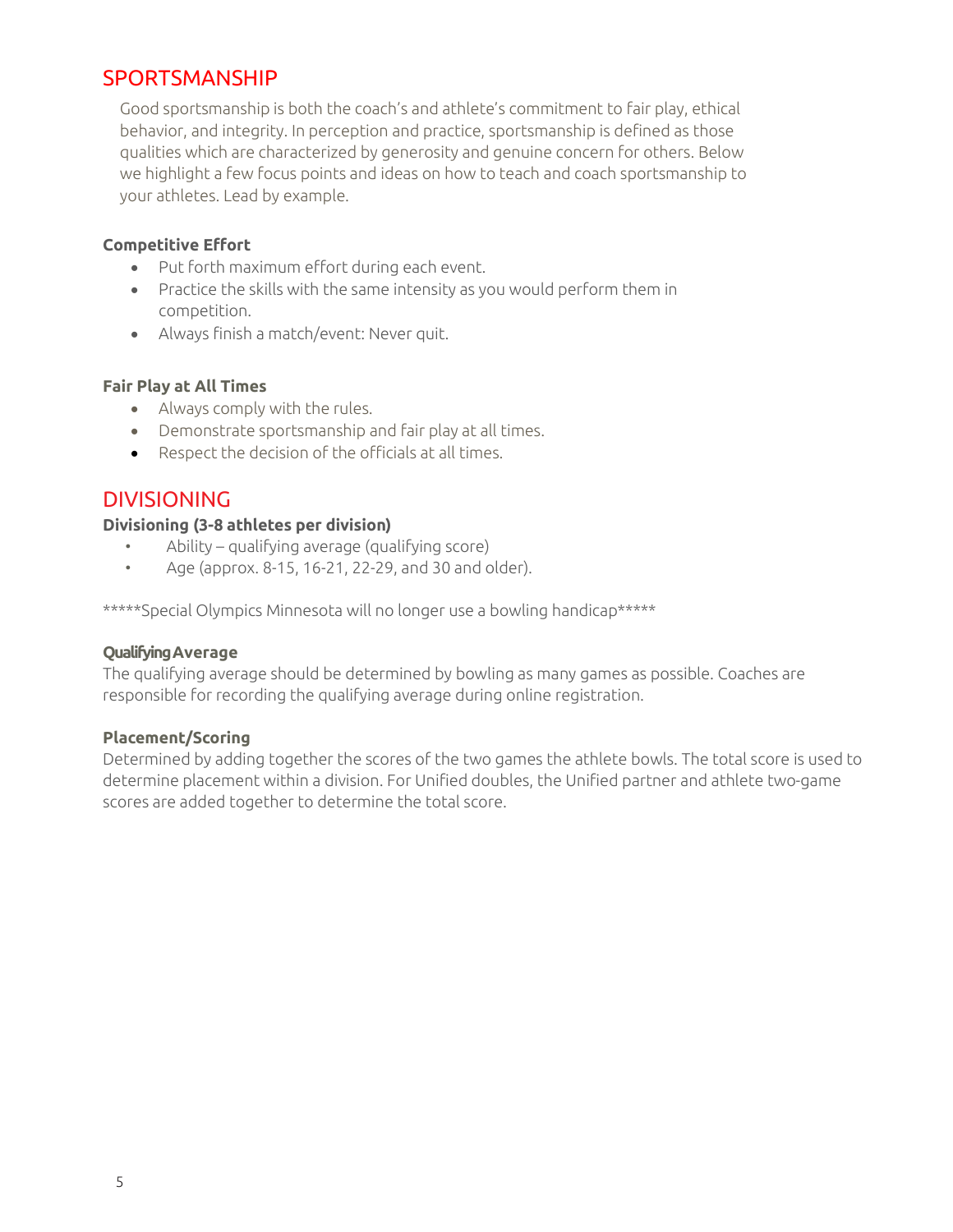## SPORTSMANSHIP

Good sportsmanship is both the coach's and athlete's commitment to fair play, ethical behavior, and integrity. In perception and practice, sportsmanship is defined as those qualities which are characterized by generosity and genuine concern for others. Below we highlight a few focus points and ideas on how to teach and coach sportsmanship to your athletes. Lead by example.

**Competitive Effort**

- Put forth maximum effort during each event.
- Practice the skills with the same intensity as you would perform them in competition.
- Always finish a match/event: Never quit.

**Fair Play at All Times**

- Always comply with the rules.
- Demonstrate sportsmanship and fair play at all times.
- Respect the decision of the officials at all times.

## DIVISIONING

**Divisioning (3-8 athletes per division)**

- Ability – qualifying average (qualifying score)
- Age (approx. 8-15, 16-21, 22-29, and 30 and older).

*****Special Olympics Minnesota will no longer use a bowling handicap*****

**Qualifying Average**

The qualifying average should be determined by bowling as many games as possible. Coaches are responsible for recording the qualifying average during online registration.

**Placement/Scoring**

Determined by adding together the scores of the two games the athlete bowls. The total score is used to determine placement within a division. For Unified doubles, the Unified partner and athlete two-game scores are added together to determine the total score.